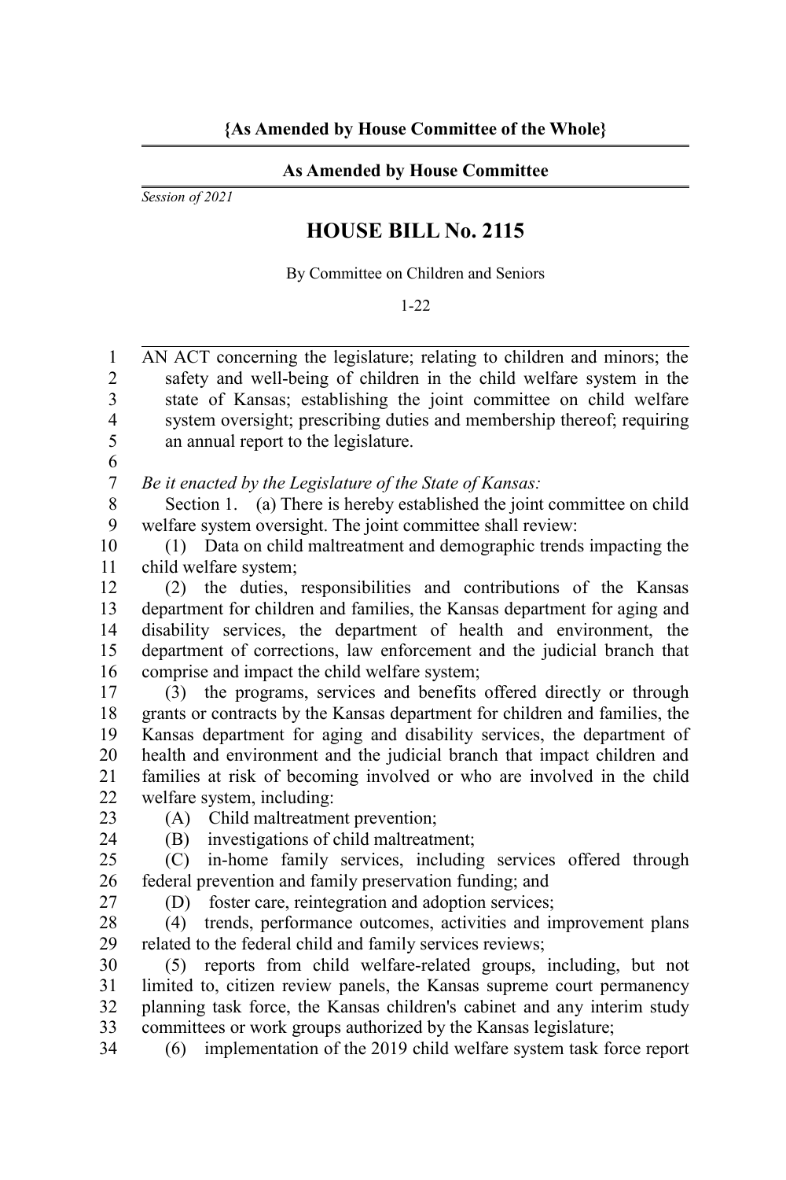**{As Amended by House Committee of the Whole}**

**As Amended by House Committee**

*Session of 2021*

# HOUSE BILL No. 2115

By Committee on Children and Seniors

1-22

AN ACT concerning the legislature; relating to children and minors; the safety and well-being of children in the child welfare system in the state of Kansas; establishing the joint committee on child welfare system oversight; prescribing duties and membership thereof; requiring an annual report to the legislature.

*Be it enacted by the Legislature of the State of Kansas:*

Section 1. (a) There is hereby established the joint committee on child welfare system oversight. The joint committee shall review:

(1) Data on child maltreatment and demographic trends impacting the child welfare system;

(2) the duties, responsibilities and contributions of the Kansas department for children and families, the Kansas department for aging and disability services, the department of health and environment, the department of corrections, law enforcement and the judicial branch that comprise and impact the child welfare system;

(3) the programs, services and benefits offered directly or through grants or contracts by the Kansas department for children and families, the Kansas department for aging and disability services, the department of health and environment and the judicial branch that impact children and families at risk of becoming involved or who are involved in the child welfare system, including:

(A) Child maltreatment prevention;

(B) investigations of child maltreatment;

(C) in-home family services, including services offered through federal prevention and family preservation funding; and

(D) foster care, reintegration and adoption services;

(4) trends, performance outcomes, activities and improvement plans related to the federal child and family services reviews;

(5) reports from child welfare-related groups, including, but not limited to, citizen review panels, the Kansas supreme court permanency planning task force, the Kansas children's cabinet and any interim study committees or work groups authorized by the Kansas legislature;

(6) implementation of the 2019 child welfare system task force report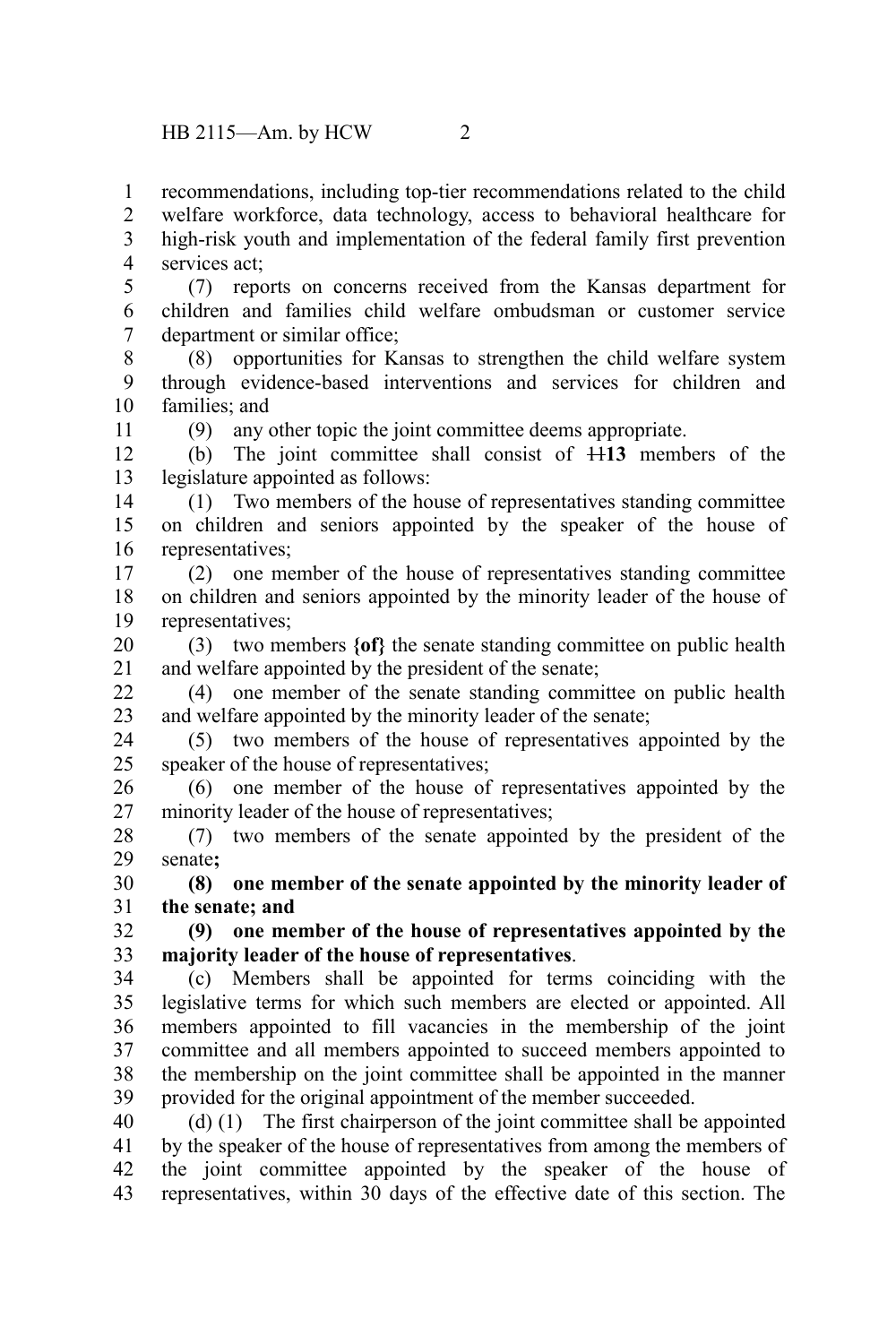recommendations, including top-tier recommendations related to the child welfare workforce, data technology, access to behavioral healthcare for high-risk youth and implementation of the federal family first prevention services act;

(7) reports on concerns received from the Kansas department for children and families child welfare ombudsman or customer service department or similar office;

(8) opportunities for Kansas to strengthen the child welfare system through evidence-based interventions and services for children and families; and

(9) any other topic the joint committee deems appropriate.

(b) The joint committee shall consist of ~~11~~**13** members of the legislature appointed as follows:

(1) Two members of the house of representatives standing committee on children and seniors appointed by the speaker of the house of representatives;

(2) one member of the house of representatives standing committee on children and seniors appointed by the minority leader of the house of representatives;

(3) two members **{of}** the senate standing committee on public health and welfare appointed by the president of the senate;

(4) one member of the senate standing committee on public health and welfare appointed by the minority leader of the senate;

(5) two members of the house of representatives appointed by the speaker of the house of representatives;

(6) one member of the house of representatives appointed by the minority leader of the house of representatives;

(7) two members of the senate appointed by the president of the senate**;**

**(8) one member of the senate appointed by the minority leader of the senate; and**

**(9) one member of the house of representatives appointed by the majority leader of the house of representatives**.

(c) Members shall be appointed for terms coinciding with the legislative terms for which such members are elected or appointed. All members appointed to fill vacancies in the membership of the joint committee and all members appointed to succeed members appointed to the membership on the joint committee shall be appointed in the manner provided for the original appointment of the member succeeded.

(d) (1) The first chairperson of the joint committee shall be appointed by the speaker of the house of representatives from among the members of the joint committee appointed by the speaker of the house of representatives, within 30 days of the effective date of this section. The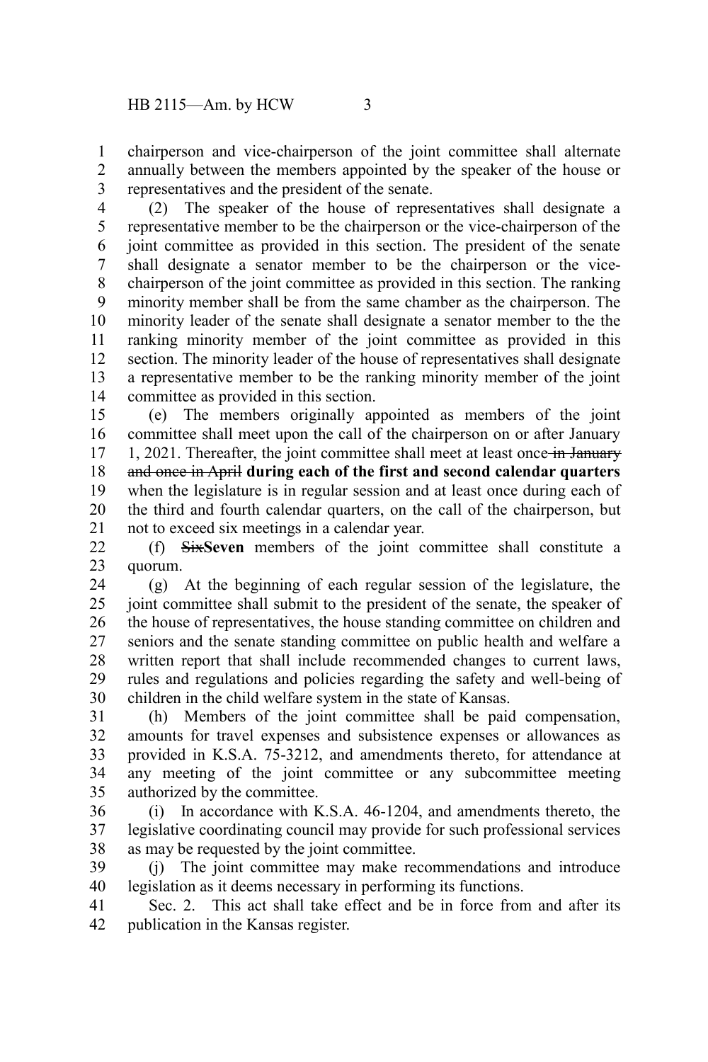chairperson and vice-chairperson of the joint committee shall alternate annually between the members appointed by the speaker of the house or representatives and the president of the senate.

(2) The speaker of the house of representatives shall designate a representative member to be the chairperson or the vice-chairperson of the joint committee as provided in this section. The president of the senate shall designate a senator member to be the chairperson or the vice-chairperson of the joint committee as provided in this section. The ranking minority member shall be from the same chamber as the chairperson. The minority leader of the senate shall designate a senator member to the the ranking minority member of the joint committee as provided in this section. The minority leader of the house of representatives shall designate a representative member to be the ranking minority member of the joint committee as provided in this section.

(e) The members originally appointed as members of the joint committee shall meet upon the call of the chairperson on or after January 1, 2021. Thereafter, the joint committee shall meet at least once ~~in January and once in April~~ **during each of the first and second calendar quarters** when the legislature is in regular session and at least once during each of the third and fourth calendar quarters, on the call of the chairperson, but not to exceed six meetings in a calendar year.

(f) ~~Six~~**Seven** members of the joint committee shall constitute a quorum.

(g) At the beginning of each regular session of the legislature, the joint committee shall submit to the president of the senate, the speaker of the house of representatives, the house standing committee on children and seniors and the senate standing committee on public health and welfare a written report that shall include recommended changes to current laws, rules and regulations and policies regarding the safety and well-being of children in the child welfare system in the state of Kansas.

(h) Members of the joint committee shall be paid compensation, amounts for travel expenses and subsistence expenses or allowances as provided in K.S.A. 75-3212, and amendments thereto, for attendance at any meeting of the joint committee or any subcommittee meeting authorized by the committee.

(i) In accordance with K.S.A. 46-1204, and amendments thereto, the legislative coordinating council may provide for such professional services as may be requested by the joint committee.

(j) The joint committee may make recommendations and introduce legislation as it deems necessary in performing its functions.

Sec. 2. This act shall take effect and be in force from and after its publication in the Kansas register.